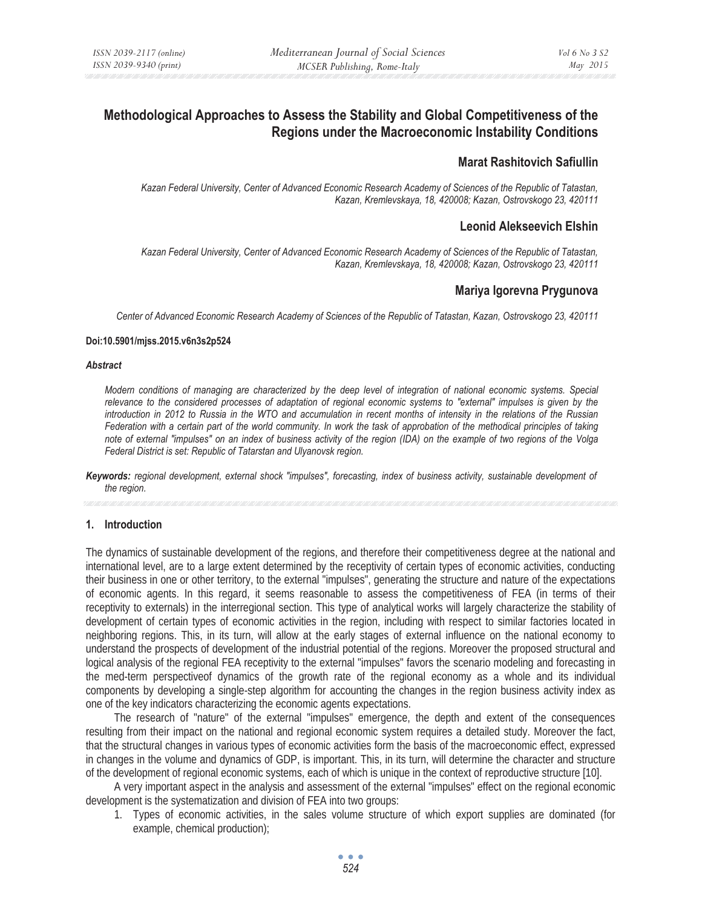# Methodological Approaches to Assess the Stability and Global Competitiveness of the Regions under the Macroeconomic Instability Conditions

**Marat Rashitovich Safiullin**

*Kazan Federal University, Center of Advanced Economic Research Academy of Sciences of the Republic of Tatastan, Kazan, Kremlevskaya, 18, 420008; Kazan, Ostrovskogo 23, 420111*

**Leonid Alekseevich Elshin**

*Kazan Federal University, Center of Advanced Economic Research Academy of Sciences of the Republic of Tatastan, Kazan, Kremlevskaya, 18, 420008; Kazan, Ostrovskogo 23, 420111*

**Mariya Igorevna Prygunova**

*Center of Advanced Economic Research Academy of Sciences of the Republic of Tatastan, Kazan, Ostrovskogo 23, 420111*

**Doi:10.5901/mjss.2015.v6n3s2p524**

***Abstract***

*Modern conditions of managing are characterized by the deep level of integration of national economic systems. Special relevance to the considered processes of adaptation of regional economic systems to "external" impulses is given by the introduction in 2012 to Russia in the WTO and accumulation in recent months of intensity in the relations of the Russian Federation with a certain part of the world community. In work the task of approbation of the methodical principles of taking note of external "impulses" on an index of business activity of the region (IDA) on the example of two regions of the Volga Federal District is set: Republic of Tatarstan and Ulyanovsk region.*

***Keywords:*** *regional development, external shock "impulses", forecasting, index of business activity, sustainable development of the region.*

## 1. Introduction

The dynamics of sustainable development of the regions, and therefore their competitiveness degree at the national and international level, are to a large extent determined by the receptivity of certain types of economic activities, conducting their business in one or other territory, to the external "impulses", generating the structure and nature of the expectations of economic agents. In this regard, it seems reasonable to assess the competitiveness of FEA (in terms of their receptivity to externals) in the interregional section. This type of analytical works will largely characterize the stability of development of certain types of economic activities in the region, including with respect to similar factories located in neighboring regions. This, in its turn, will allow at the early stages of external influence on the national economy to understand the prospects of development of the industrial potential of the regions. Moreover the proposed structural and logical analysis of the regional FEA receptivity to the external "impulses" favors the scenario modeling and forecasting in the med-term perspectiveof dynamics of the growth rate of the regional economy as a whole and its individual components by developing a single-step algorithm for accounting the changes in the region business activity index as one of the key indicators characterizing the economic agents expectations.

The research of "nature" of the external "impulses" emergence, the depth and extent of the consequences resulting from their impact on the national and regional economic system requires a detailed study. Moreover the fact, that the structural changes in various types of economic activities form the basis of the macroeconomic effect, expressed in changes in the volume and dynamics of GDP, is important. This, in its turn, will determine the character and structure of the development of regional economic systems, each of which is unique in the context of reproductive structure [10].

A very important aspect in the analysis and assessment of the external "impulses" effect on the regional economic development is the systematization and division of FEA into two groups:

1. Types of economic activities, in the sales volume structure of which export supplies are dominated (for example, chemical production);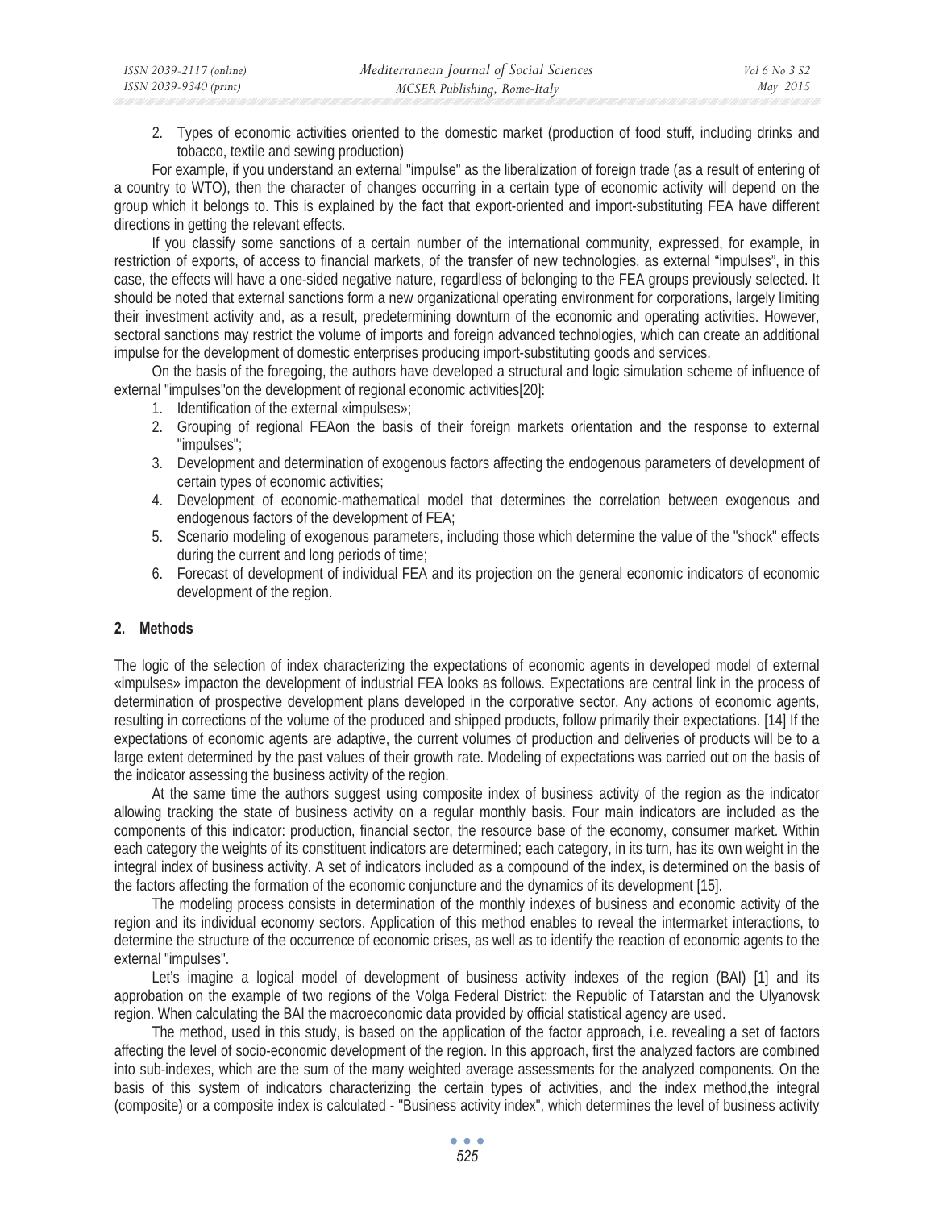2. Types of economic activities oriented to the domestic market (production of food stuff, including drinks and tobacco, textile and sewing production)

For example, if you understand an external "impulse" as the liberalization of foreign trade (as a result of entering of a country to WTO), then the character of changes occurring in a certain type of economic activity will depend on the group which it belongs to. This is explained by the fact that export-oriented and import-substituting FEA have different directions in getting the relevant effects.

If you classify some sanctions of a certain number of the international community, expressed, for example, in restriction of exports, of access to financial markets, of the transfer of new technologies, as external "impulses", in this case, the effects will have a one-sided negative nature, regardless of belonging to the FEA groups previously selected. It should be noted that external sanctions form a new organizational operating environment for corporations, largely limiting their investment activity and, as a result, predetermining downturn of the economic and operating activities. However, sectoral sanctions may restrict the volume of imports and foreign advanced technologies, which can create an additional impulse for the development of domestic enterprises producing import-substituting goods and services.

On the basis of the foregoing, the authors have developed a structural and logic simulation scheme of influence of external "impulses"on the development of regional economic activities[20]:

1. Identification of the external «impulses»;
2. Grouping of regional FEAon the basis of their foreign markets orientation and the response to external "impulses";
3. Development and determination of exogenous factors affecting the endogenous parameters of development of certain types of economic activities;
4. Development of economic-mathematical model that determines the correlation between exogenous and endogenous factors of the development of FEA;
5. Scenario modeling of exogenous parameters, including those which determine the value of the "shock" effects during the current and long periods of time;
6. Forecast of development of individual FEA and its projection on the general economic indicators of economic development of the region.

## 2. Methods

The logic of the selection of index characterizing the expectations of economic agents in developed model of external «impulses» impacton the development of industrial FEA looks as follows. Expectations are central link in the process of determination of prospective development plans developed in the corporative sector. Any actions of economic agents, resulting in corrections of the volume of the produced and shipped products, follow primarily their expectations. [14] If the expectations of economic agents are adaptive, the current volumes of production and deliveries of products will be to a large extent determined by the past values of their growth rate. Modeling of expectations was carried out on the basis of the indicator assessing the business activity of the region.

At the same time the authors suggest using composite index of business activity of the region as the indicator allowing tracking the state of business activity on a regular monthly basis. Four main indicators are included as the components of this indicator: production, financial sector, the resource base of the economy, consumer market. Within each category the weights of its constituent indicators are determined; each category, in its turn, has its own weight in the integral index of business activity. A set of indicators included as a compound of the index, is determined on the basis of the factors affecting the formation of the economic conjuncture and the dynamics of its development [15].

The modeling process consists in determination of the monthly indexes of business and economic activity of the region and its individual economy sectors. Application of this method enables to reveal the intermarket interactions, to determine the structure of the occurrence of economic crises, as well as to identify the reaction of economic agents to the external "impulses".

Let's imagine a logical model of development of business activity indexes of the region (BAI) [1] and its approbation on the example of two regions of the Volga Federal District: the Republic of Tatarstan and the Ulyanovsk region. When calculating the BAI the macroeconomic data provided by official statistical agency are used.

The method, used in this study, is based on the application of the factor approach, i.e. revealing a set of factors affecting the level of socio-economic development of the region. In this approach, first the analyzed factors are combined into sub-indexes, which are the sum of the many weighted average assessments for the analyzed components. On the basis of this system of indicators characterizing the certain types of activities, and the index method,the integral (composite) or a composite index is calculated - "Business activity index", which determines the level of business activity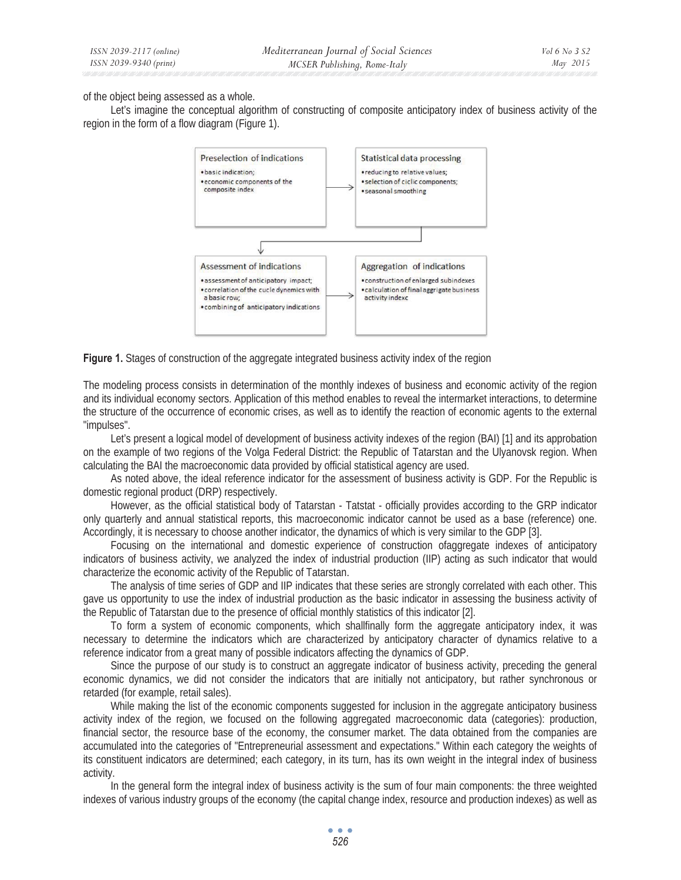of the object being assessed as a whole.

Let's imagine the conceptual algorithm of constructing of composite anticipatory index of business activity of the region in the form of a flow diagram (Figure 1).

**Preselection of indications**
- basic indication;
- economic components of the composite index

**Statistical data processing**
- reducing to relative values;
- selection of ciclic components;
- seasonal smoothing

**Assessment of indications**
- assessment of anticipatory impact;
- correlation of the cucle dynamics with a basic row;
- combining of anticipatory indications

**Aggregation of indications**
- construction of enlarged subindexes
- calculation of final aggrigate business activity indexc

**Figure 1.** Stages of construction of the aggregate integrated business activity index of the region

The modeling process consists in determination of the monthly indexes of business and economic activity of the region and its individual economy sectors. Application of this method enables to reveal the intermarket interactions, to determine the structure of the occurrence of economic crises, as well as to identify the reaction of economic agents to the external "impulses".

Let's present a logical model of development of business activity indexes of the region (BAI) [1] and its approbation on the example of two regions of the Volga Federal District: the Republic of Tatarstan and the Ulyanovsk region. When calculating the BAI the macroeconomic data provided by official statistical agency are used.

As noted above, the ideal reference indicator for the assessment of business activity is GDP. For the Republic is domestic regional product (DRP) respectively.

However, as the official statistical body of Tatarstan - Tatstat - officially provides according to the GRP indicator only quarterly and annual statistical reports, this macroeconomic indicator cannot be used as a base (reference) one. Accordingly, it is necessary to choose another indicator, the dynamics of which is very similar to the GDP [3].

Focusing on the international and domestic experience of construction ofaggregate indexes of anticipatory indicators of business activity, we analyzed the index of industrial production (IIP) acting as such indicator that would characterize the economic activity of the Republic of Tatarstan.

The analysis of time series of GDP and IIP indicates that these series are strongly correlated with each other. This gave us opportunity to use the index of industrial production as the basic indicator in assessing the business activity of the Republic of Tatarstan due to the presence of official monthly statistics of this indicator [2].

To form a system of economic components, which shallfinally form the aggregate anticipatory index, it was necessary to determine the indicators which are characterized by anticipatory character of dynamics relative to a reference indicator from a great many of possible indicators affecting the dynamics of GDP.

Since the purpose of our study is to construct an aggregate indicator of business activity, preceding the general economic dynamics, we did not consider the indicators that are initially not anticipatory, but rather synchronous or retarded (for example, retail sales).

While making the list of the economic components suggested for inclusion in the aggregate anticipatory business activity index of the region, we focused on the following aggregated macroeconomic data (categories): production, financial sector, the resource base of the economy, the consumer market. The data obtained from the companies are accumulated into the categories of "Entrepreneurial assessment and expectations." Within each category the weights of its constituent indicators are determined; each category, in its turn, has its own weight in the integral index of business activity.

In the general form the integral index of business activity is the sum of four main components: the three weighted indexes of various industry groups of the economy (the capital change index, resource and production indexes) as well as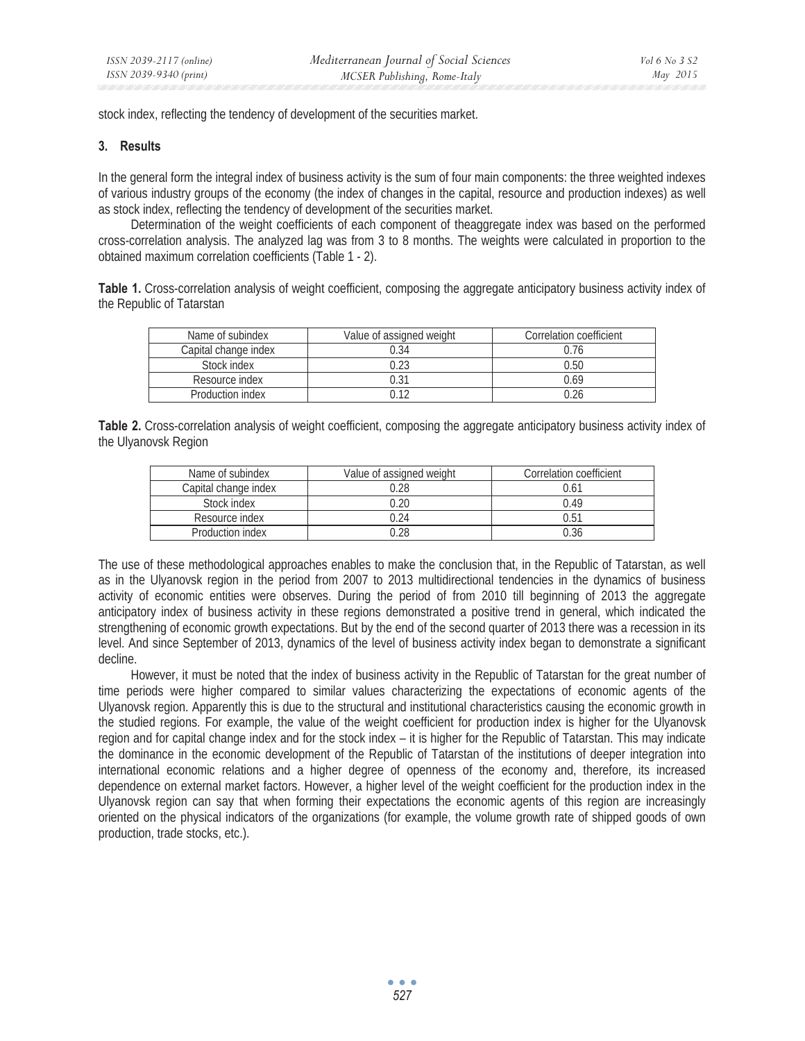stock index, reflecting the tendency of development of the securities market.

### 3. Results

In the general form the integral index of business activity is the sum of four main components: the three weighted indexes of various industry groups of the economy (the index of changes in the capital, resource and production indexes) as well as stock index, reflecting the tendency of development of the securities market.

Determination of the weight coefficients of each component of theaggregate index was based on the performed cross-correlation analysis. The analyzed lag was from 3 to 8 months. The weights were calculated in proportion to the obtained maximum correlation coefficients (Table 1 - 2).

**Table 1.** Cross-correlation analysis of weight coefficient, composing the aggregate anticipatory business activity index of the Republic of Tatarstan

| Name of subindex | Value of assigned weight | Correlation coefficient |
|---|---|---|
| Capital change index | 0.34 | 0.76 |
| Stock index | 0.23 | 0.50 |
| Resource index | 0.31 | 0.69 |
| Production index | 0.12 | 0.26 |

**Table 2.** Cross-correlation analysis of weight coefficient, composing the aggregate anticipatory business activity index of the Ulyanovsk Region

| Name of subindex | Value of assigned weight | Correlation coefficient |
|---|---|---|
| Capital change index | 0.28 | 0.61 |
| Stock index | 0.20 | 0.49 |
| Resource index | 0.24 | 0.51 |
| Production index | 0.28 | 0.36 |

The use of these methodological approaches enables to make the conclusion that, in the Republic of Tatarstan, as well as in the Ulyanovsk region in the period from 2007 to 2013 multidirectional tendencies in the dynamics of business activity of economic entities were observes. During the period of from 2010 till beginning of 2013 the aggregate anticipatory index of business activity in these regions demonstrated a positive trend in general, which indicated the strengthening of economic growth expectations. But by the end of the second quarter of 2013 there was a recession in its level. And since September of 2013, dynamics of the level of business activity index began to demonstrate a significant decline.

However, it must be noted that the index of business activity in the Republic of Tatarstan for the great number of time periods were higher compared to similar values characterizing the expectations of economic agents of the Ulyanovsk region. Apparently this is due to the structural and institutional characteristics causing the economic growth in the studied regions. For example, the value of the weight coefficient for production index is higher for the Ulyanovsk region and for capital change index and for the stock index – it is higher for the Republic of Tatarstan. This may indicate the dominance in the economic development of the Republic of Tatarstan of the institutions of deeper integration into international economic relations and a higher degree of openness of the economy and, therefore, its increased dependence on external market factors. However, a higher level of the weight coefficient for the production index in the Ulyanovsk region can say that when forming their expectations the economic agents of this region are increasingly oriented on the physical indicators of the organizations (for example, the volume growth rate of shipped goods of own production, trade stocks, etc.).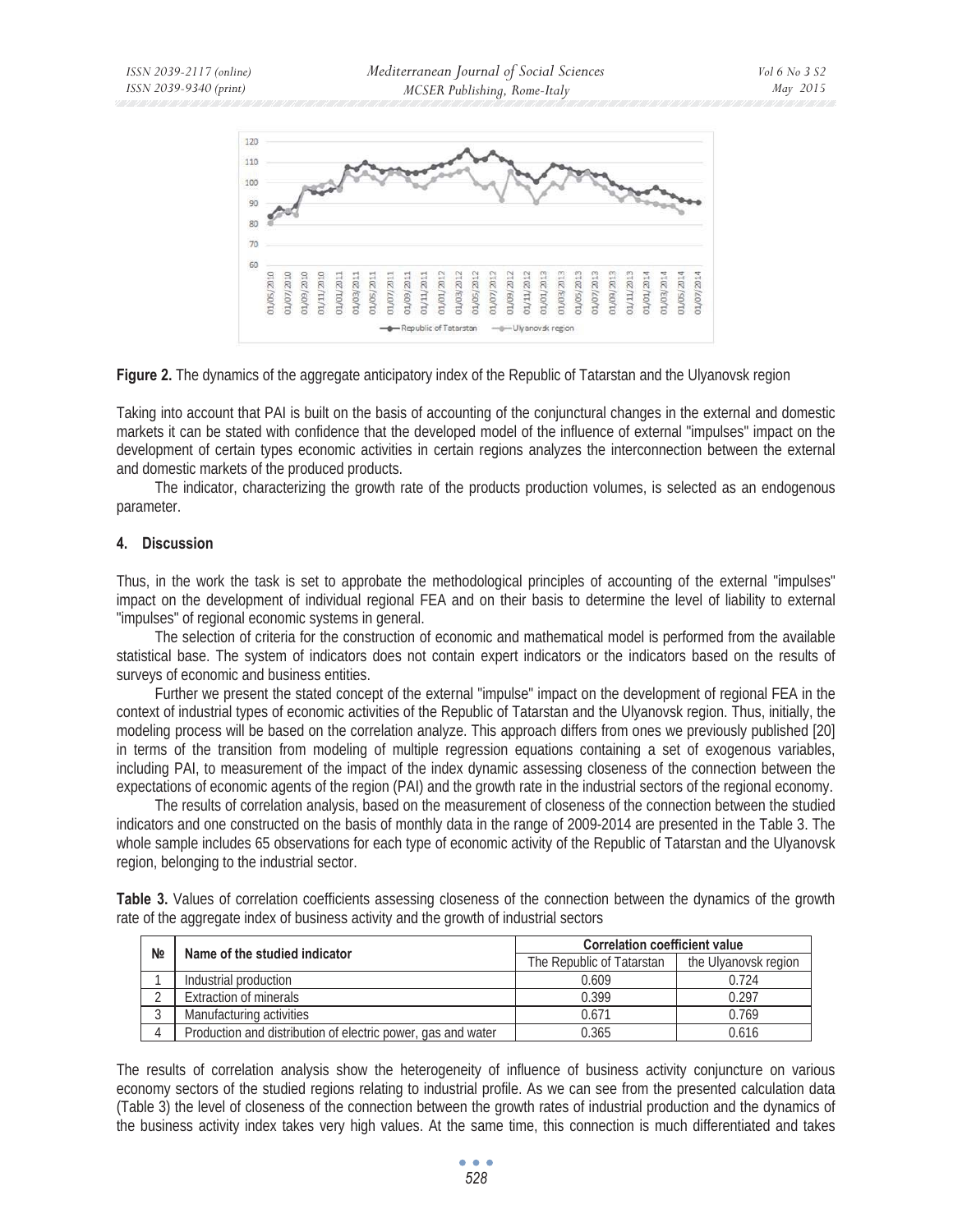**Figure 2.** The dynamics of the aggregate anticipatory index of the Republic of Tatarstan and the Ulyanovsk region

Taking into account that PAI is built on the basis of accounting of the conjunctural changes in the external and domestic markets it can be stated with confidence that the developed model of the influence of external "impulses" impact on the development of certain types economic activities in certain regions analyzes the interconnection between the external and domestic markets of the produced products.

The indicator, characterizing the growth rate of the products production volumes, is selected as an endogenous parameter.

## 4. Discussion

Thus, in the work the task is set to approbate the methodological principles of accounting of the external "impulses" impact on the development of individual regional FEA and on their basis to determine the level of liability to external "impulses" of regional economic systems in general.

The selection of criteria for the construction of economic and mathematical model is performed from the available statistical base. The system of indicators does not contain expert indicators or the indicators based on the results of surveys of economic and business entities.

Further we present the stated concept of the external "impulse" impact on the development of regional FEA in the context of industrial types of economic activities of the Republic of Tatarstan and the Ulyanovsk region. Thus, initially, the modeling process will be based on the correlation analyze. This approach differs from ones we previously published [20] in terms of the transition from modeling of multiple regression equations containing a set of exogenous variables, including PAI, to measurement of the impact of the index dynamic assessing closeness of the connection between the expectations of economic agents of the region (PAI) and the growth rate in the industrial sectors of the regional economy.

The results of correlation analysis, based on the measurement of closeness of the connection between the studied indicators and one constructed on the basis of monthly data in the range of 2009-2014 are presented in the Table 3. The whole sample includes 65 observations for each type of economic activity of the Republic of Tatarstan and the Ulyanovsk region, belonging to the industrial sector.

**Table 3.** Values of correlation coefficients assessing closeness of the connection between the dynamics of the growth rate of the aggregate index of business activity and the growth of industrial sectors

| № | Name of the studied indicator | Correlation coefficient value | |
|---|---|---|---|
| | | The Republic of Tatarstan | the Ulyanovsk region |
| 1 | Industrial production | 0.609 | 0.724 |
| 2 | Extraction of minerals | 0.399 | 0.297 |
| 3 | Manufacturing activities | 0.671 | 0.769 |
| 4 | Production and distribution of electric power, gas and water | 0.365 | 0.616 |

The results of correlation analysis show the heterogeneity of influence of business activity conjuncture on various economy sectors of the studied regions relating to industrial profile. As we can see from the presented calculation data (Table 3) the level of closeness of the connection between the growth rates of industrial production and the dynamics of the business activity index takes very high values. At the same time, this connection is much differentiated and takes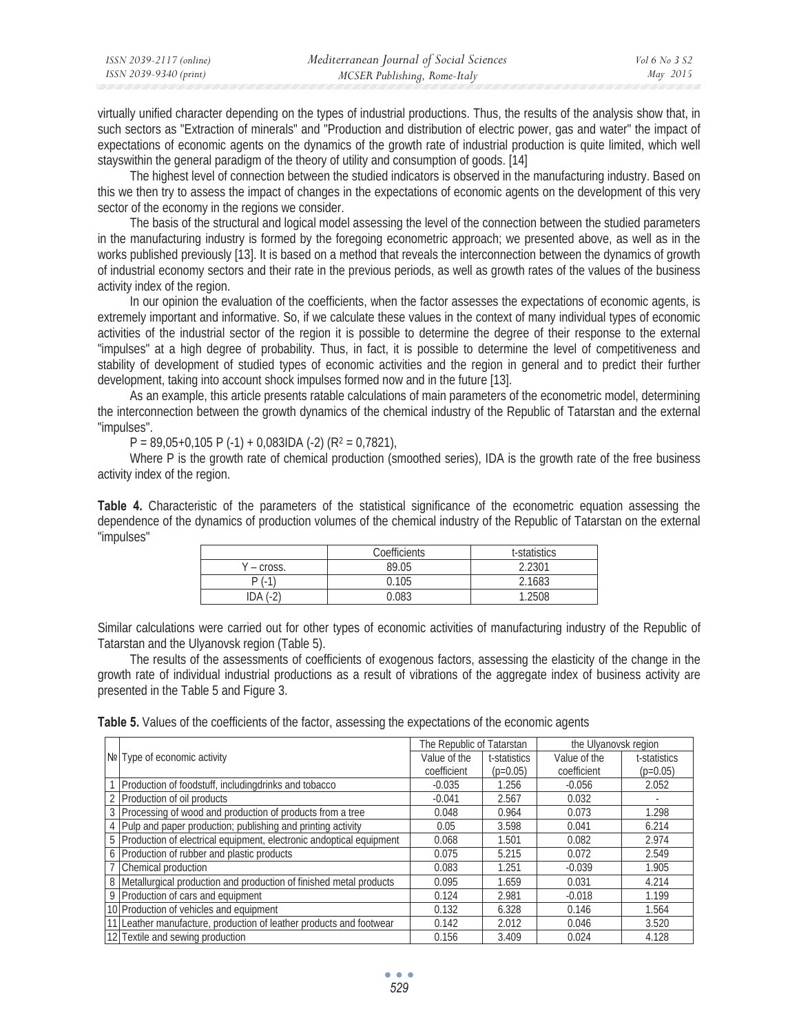virtually unified character depending on the types of industrial productions. Thus, the results of the analysis show that, in such sectors as "Extraction of minerals" and "Production and distribution of electric power, gas and water" the impact of expectations of economic agents on the dynamics of the growth rate of industrial production is quite limited, which well stayswithin the general paradigm of the theory of utility and consumption of goods. [14]

The highest level of connection between the studied indicators is observed in the manufacturing industry. Based on this we then try to assess the impact of changes in the expectations of economic agents on the development of this very sector of the economy in the regions we consider.

The basis of the structural and logical model assessing the level of the connection between the studied parameters in the manufacturing industry is formed by the foregoing econometric approach; we presented above, as well as in the works published previously [13]. It is based on a method that reveals the interconnection between the dynamics of growth of industrial economy sectors and their rate in the previous periods, as well as growth rates of the values of the business activity index of the region.

In our opinion the evaluation of the coefficients, when the factor assesses the expectations of economic agents, is extremely important and informative. So, if we calculate these values in the context of many individual types of economic activities of the industrial sector of the region it is possible to determine the degree of their response to the external "impulses" at a high degree of probability. Thus, in fact, it is possible to determine the level of competitiveness and stability of development of studied types of economic activities and the region in general and to predict their further development, taking into account shock impulses formed now and in the future [13].

As an example, this article presents ratable calculations of main parameters of the econometric model, determining the interconnection between the growth dynamics of the chemical industry of the Republic of Tatarstan and the external "impulses".

$P = 89{,}05 + 0{,}105\ P(-1) + 0{,}083 IDA(-2)$ ($R^2 = 0{,}7821$),

Where P is the growth rate of chemical production (smoothed series), IDA is the growth rate of the free business activity index of the region.

**Table 4.** Characteristic of the parameters of the statistical significance of the econometric equation assessing the dependence of the dynamics of production volumes of the chemical industry of the Republic of Tatarstan on the external "impulses"

| | Coefficients | t-statistics |
|---|---|---|
| Y – cross. | 89.05 | 2.2301 |
| P (-1) | 0.105 | 2.1683 |
| IDA (-2) | 0.083 | 1.2508 |

Similar calculations were carried out for other types of economic activities of manufacturing industry of the Republic of Tatarstan and the Ulyanovsk region (Table 5).

The results of the assessments of coefficients of exogenous factors, assessing the elasticity of the change in the growth rate of individual industrial productions as a result of vibrations of the aggregate index of business activity are presented in the Table 5 and Figure 3.

**Table 5.** Values of the coefficients of the factor, assessing the expectations of the economic agents

| № | Type of economic activity | The Republic of Tatarstan | | the Ulyanovsk region | |
|---|---|---|---|---|---|
| | | Value of the coefficient | t-statistics (p=0.05) | Value of the coefficient | t-statistics (p=0.05) |
| 1 | Production of foodstuff, includingdrinks and tobacco | -0.035 | 1.256 | -0.056 | 2.052 |
| 2 | Production of oil products | -0.041 | 2.567 | 0.032 | - |
| 3 | Processing of wood and production of products from a tree | 0.048 | 0.964 | 0.073 | 1.298 |
| 4 | Pulp and paper production; publishing and printing activity | 0.05 | 3.598 | 0.041 | 6.214 |
| 5 | Production of electrical equipment, electronic andoptical equipment | 0.068 | 1.501 | 0.082 | 2.974 |
| 6 | Production of rubber and plastic products | 0.075 | 5.215 | 0.072 | 2.549 |
| 7 | Chemical production | 0.083 | 1.251 | -0.039 | 1.905 |
| 8 | Metallurgical production and production of finished metal products | 0.095 | 1.659 | 0.031 | 4.214 |
| 9 | Production of cars and equipment | 0.124 | 2.981 | -0.018 | 1.199 |
| 10 | Production of vehicles and equipment | 0.132 | 6.328 | 0.146 | 1.564 |
| 11 | Leather manufacture, production of leather products and footwear | 0.142 | 2.012 | 0.046 | 3.520 |
| 12 | Textile and sewing production | 0.156 | 3.409 | 0.024 | 4.128 |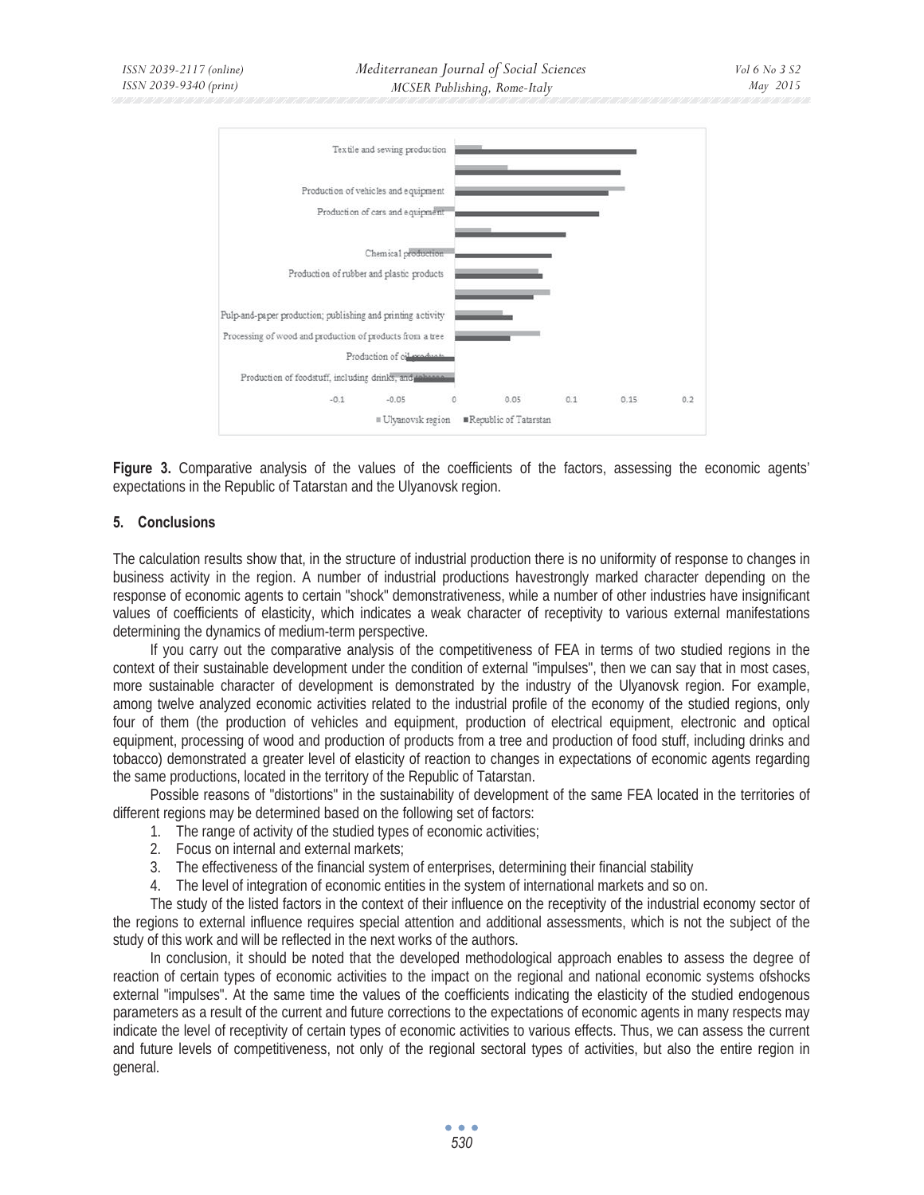**Figure 3.** Comparative analysis of the values of the coefficients of the factors, assessing the economic agents' expectations in the Republic of Tatarstan and the Ulyanovsk region.

## 5. Conclusions

The calculation results show that, in the structure of industrial production there is no uniformity of response to changes in business activity in the region. A number of industrial productions havestrongly marked character depending on the response of economic agents to certain "shock" demonstrativeness, while a number of other industries have insignificant values of coefficients of elasticity, which indicates a weak character of receptivity to various external manifestations determining the dynamics of medium-term perspective.

If you carry out the comparative analysis of the competitiveness of FEA in terms of two studied regions in the context of their sustainable development under the condition of external "impulses", then we can say that in most cases, more sustainable character of development is demonstrated by the industry of the Ulyanovsk region. For example, among twelve analyzed economic activities related to the industrial profile of the economy of the studied regions, only four of them (the production of vehicles and equipment, production of electrical equipment, electronic and optical equipment, processing of wood and production of products from a tree and production of food stuff, including drinks and tobacco) demonstrated a greater level of elasticity of reaction to changes in expectations of economic agents regarding the same productions, located in the territory of the Republic of Tatarstan.

Possible reasons of "distortions" in the sustainability of development of the same FEA located in the territories of different regions may be determined based on the following set of factors:

1. The range of activity of the studied types of economic activities;
2. Focus on internal and external markets;
3. The effectiveness of the financial system of enterprises, determining their financial stability
4. The level of integration of economic entities in the system of international markets and so on.

The study of the listed factors in the context of their influence on the receptivity of the industrial economy sector of the regions to external influence requires special attention and additional assessments, which is not the subject of the study of this work and will be reflected in the next works of the authors.

In conclusion, it should be noted that the developed methodological approach enables to assess the degree of reaction of certain types of economic activities to the impact on the regional and national economic systems ofshocks external "impulses". At the same time the values of the coefficients indicating the elasticity of the studied endogenous parameters as a result of the current and future corrections to the expectations of economic agents in many respects may indicate the level of receptivity of certain types of economic activities to various effects. Thus, we can assess the current and future levels of competitiveness, not only of the regional sectoral types of activities, but also the entire region in general.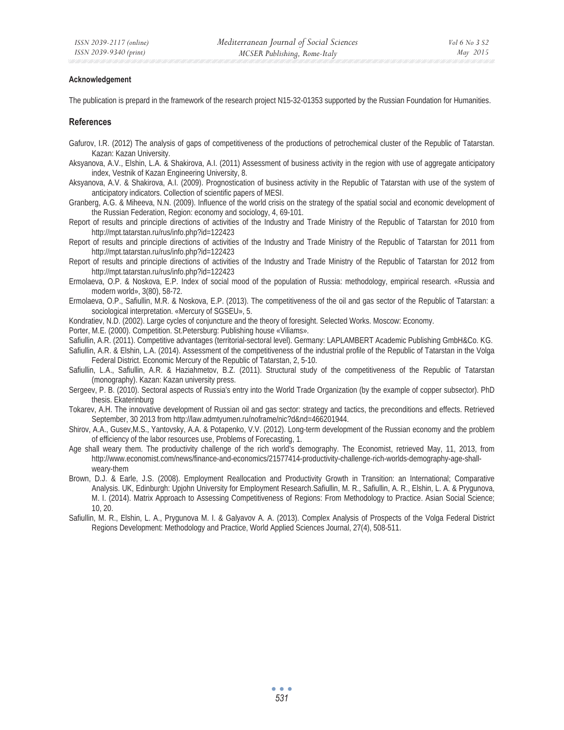**Acknowledgement**

The publication is prepard in the framework of the research project N15-32-01353 supported by the Russian Foundation for Humanities.

## References

Gafurov, I.R. (2012) The analysis of gaps of competitiveness of the productions of petrochemical cluster of the Republic of Tatarstan. Kazan: Kazan University.

Aksyanova, A.V., Elshin, L.A. & Shakirova, A.I. (2011) Assessment of business activity in the region with use of aggregate anticipatory index, Vestnik of Kazan Engineering University, 8.

Aksyanova, A.V. & Shakirova, A.I. (2009). Prognostication of business activity in the Republic of Tatarstan with use of the system of anticipatory indicators. Collection of scientific papers of MESI.

Granberg, A.G. & Miheeva, N.N. (2009). Influence of the world crisis on the strategy of the spatial social and economic development of the Russian Federation, Region: economy and sociology, 4, 69-101.

Report of results and principle directions of activities of the Industry and Trade Ministry of the Republic of Tatarstan for 2010 from http://mpt.tatarstan.ru/rus/info.php?id=122423

Report of results and principle directions of activities of the Industry and Trade Ministry of the Republic of Tatarstan for 2011 from http://mpt.tatarstan.ru/rus/info.php?id=122423

Report of results and principle directions of activities of the Industry and Trade Ministry of the Republic of Tatarstan for 2012 from http://mpt.tatarstan.ru/rus/info.php?id=122423

Ermolaeva, O.P. & Noskova, E.P. Index of social mood of the population of Russia: methodology, empirical research. «Russia and modern world», 3(80), 58-72.

Ermolaeva, O.P., Safiullin, M.R. & Noskova, E.P. (2013). The competitiveness of the oil and gas sector of the Republic of Tatarstan: a sociological interpretation. «Mercury of SGSEU», 5.

Kondratiev, N.D. (2002). Large cycles of conjuncture and the theory of foresight. Selected Works. Moscow: Economy.

Porter, M.E. (2000). Competition. St.Petersburg: Publishing house «Viliams».

Safiullin, A.R. (2011). Competitive advantages (territorial-sectoral level). Germany: LAPLAMBERT Academic Publishing GmbH&Co. KG.

Safiullin, A.R. & Elshin, L.A. (2014). Assessment of the competitiveness of the industrial profile of the Republic of Tatarstan in the Volga Federal District. Economic Mercury of the Republic of Tatarstan, 2, 5-10.

Safiullin, L.A., Safiullin, A.R. & Haziahmetov, B.Z. (2011). Structural study of the competitiveness of the Republic of Tatarstan (monography). Kazan: Kazan university press.

Sergeev, P. B. (2010). Sectoral aspects of Russia's entry into the World Trade Organization (by the example of copper subsector). PhD thesis. Ekaterinburg

Tokarev, A.H. The innovative development of Russian oil and gas sector: strategy and tactics, the preconditions and effects. Retrieved September, 30 2013 from http://law.admtyumen.ru/noframe/nic?d&nd=466201944.

Shirov, A.A., Gusev,M.S., Yantovsky, A.A. & Potapenko, V.V. (2012). Long-term development of the Russian economy and the problem of efficiency of the labor resources use, Problems of Forecasting, 1.

Age shall weary them. The productivity challenge of the rich world's demography. The Economist, retrieved May, 11, 2013, from http://www.economist.com/news/finance-and-economics/21577414-productivity-challenge-rich-worlds-demography-age-shall-weary-them

Brown, D.J. & Earle, J.S. (2008). Employment Reallocation and Productivity Growth in Transition: an International; Comparative Analysis. UK, Edinburgh: Upjohn University for Employment Research.Safiullin, M. R., Safiullin, A. R., Elshin, L. A. & Prygunova, M. I. (2014). Matrix Approach to Assessing Competitiveness of Regions: From Methodology to Practice. Asian Social Science; 10, 20.

Safiullin, M. R., Elshin, L. A., Prygunova M. I. & Galyavov A. A. (2013). Complex Analysis of Prospects of the Volga Federal District Regions Development: Methodology and Practice, World Applied Sciences Journal, 27(4), 508-511.